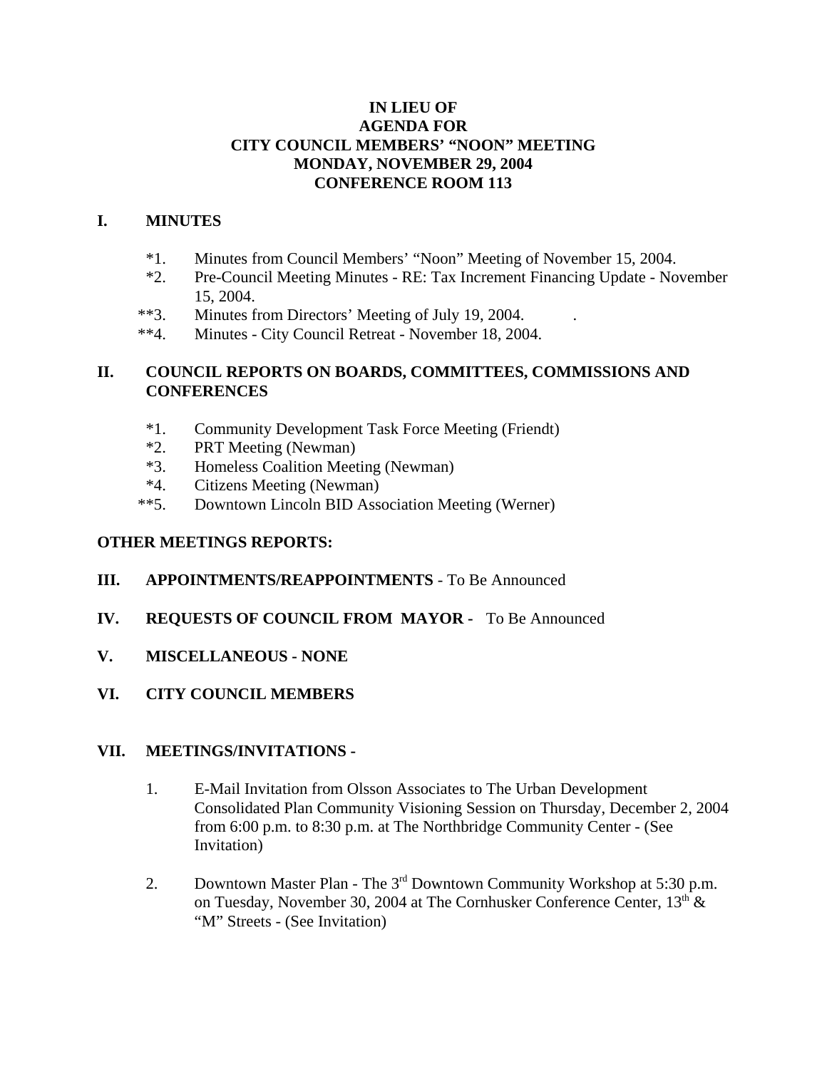# IN LIEU OF
# AGENDA FOR
# CITY COUNCIL MEMBERS' "NOON" MEETING
# MONDAY, NOVEMBER 29, 2004
# CONFERENCE ROOM 113

## I. MINUTES

*1. Minutes from Council Members' "Noon" Meeting of November 15, 2004.

*2. Pre-Council Meeting Minutes - RE: Tax Increment Financing Update - November 15, 2004.

**3. Minutes from Directors' Meeting of July 19, 2004. .

**4. Minutes - City Council Retreat - November 18, 2004.

## II. COUNCIL REPORTS ON BOARDS, COMMITTEES, COMMISSIONS AND CONFERENCES

*1. Community Development Task Force Meeting (Friendt)

*2. PRT Meeting (Newman)

*3. Homeless Coalition Meeting (Newman)

*4. Citizens Meeting (Newman)

**5. Downtown Lincoln BID Association Meeting (Werner)

**OTHER MEETINGS REPORTS:**

## III. APPOINTMENTS/REAPPOINTMENTS - To Be Announced

## IV. REQUESTS OF COUNCIL FROM MAYOR - To Be Announced

## V. MISCELLANEOUS - NONE

## VI. CITY COUNCIL MEMBERS

## VII. MEETINGS/INVITATIONS -

1. E-Mail Invitation from Olsson Associates to The Urban Development Consolidated Plan Community Visioning Session on Thursday, December 2, 2004 from 6:00 p.m. to 8:30 p.m. at The Northbridge Community Center - (See Invitation)

2. Downtown Master Plan - The 3rd Downtown Community Workshop at 5:30 p.m. on Tuesday, November 30, 2004 at The Cornhusker Conference Center, 13th & "M" Streets - (See Invitation)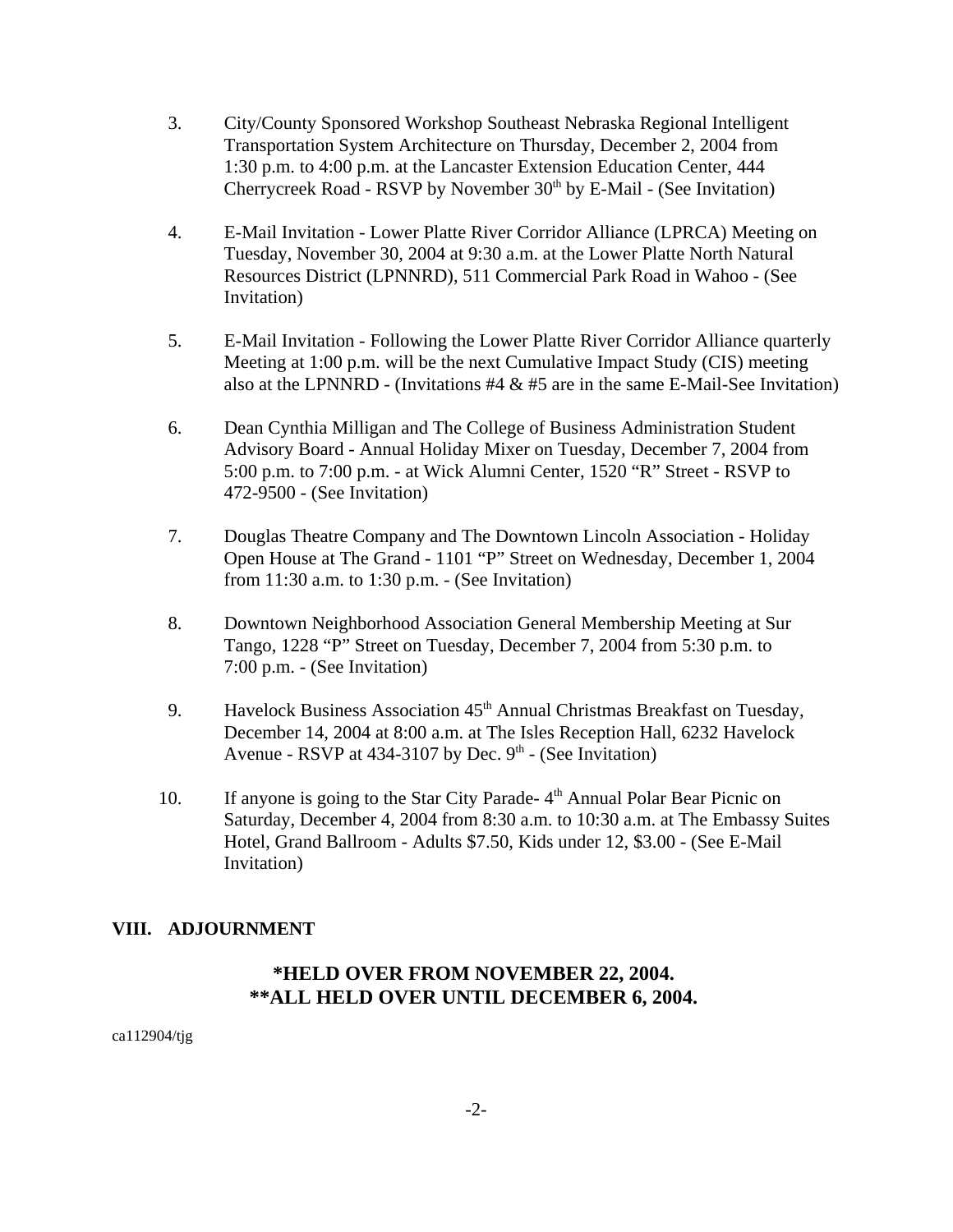3. City/County Sponsored Workshop Southeast Nebraska Regional Intelligent Transportation System Architecture on Thursday, December 2, 2004 from 1:30 p.m. to 4:00 p.m. at the Lancaster Extension Education Center, 444 Cherrycreek Road - RSVP by November 30th by E-Mail - (See Invitation)

4. E-Mail Invitation - Lower Platte River Corridor Alliance (LPRCA) Meeting on Tuesday, November 30, 2004 at 9:30 a.m. at the Lower Platte North Natural Resources District (LPNNRD), 511 Commercial Park Road in Wahoo - (See Invitation)

5. E-Mail Invitation - Following the Lower Platte River Corridor Alliance quarterly Meeting at 1:00 p.m. will be the next Cumulative Impact Study (CIS) meeting also at the LPNNRD - (Invitations #4 & #5 are in the same E-Mail-See Invitation)

6. Dean Cynthia Milligan and The College of Business Administration Student Advisory Board - Annual Holiday Mixer on Tuesday, December 7, 2004 from 5:00 p.m. to 7:00 p.m. - at Wick Alumni Center, 1520 "R" Street - RSVP to 472-9500 - (See Invitation)

7. Douglas Theatre Company and The Downtown Lincoln Association - Holiday Open House at The Grand - 1101 "P" Street on Wednesday, December 1, 2004 from 11:30 a.m. to 1:30 p.m. - (See Invitation)

8. Downtown Neighborhood Association General Membership Meeting at Sur Tango, 1228 "P" Street on Tuesday, December 7, 2004 from 5:30 p.m. to 7:00 p.m. - (See Invitation)

9. Havelock Business Association 45th Annual Christmas Breakfast on Tuesday, December 14, 2004 at 8:00 a.m. at The Isles Reception Hall, 6232 Havelock Avenue - RSVP at 434-3107 by Dec. 9th - (See Invitation)

10. If anyone is going to the Star City Parade- 4th Annual Polar Bear Picnic on Saturday, December 4, 2004 from 8:30 a.m. to 10:30 a.m. at The Embassy Suites Hotel, Grand Ballroom - Adults $7.50, Kids under 12, $3.00 - (See E-Mail Invitation)

**VIII. ADJOURNMENT**

**\*HELD OVER FROM NOVEMBER 22, 2004.**
**\*\*ALL HELD OVER UNTIL DECEMBER 6, 2004.**

ca112904/tjg